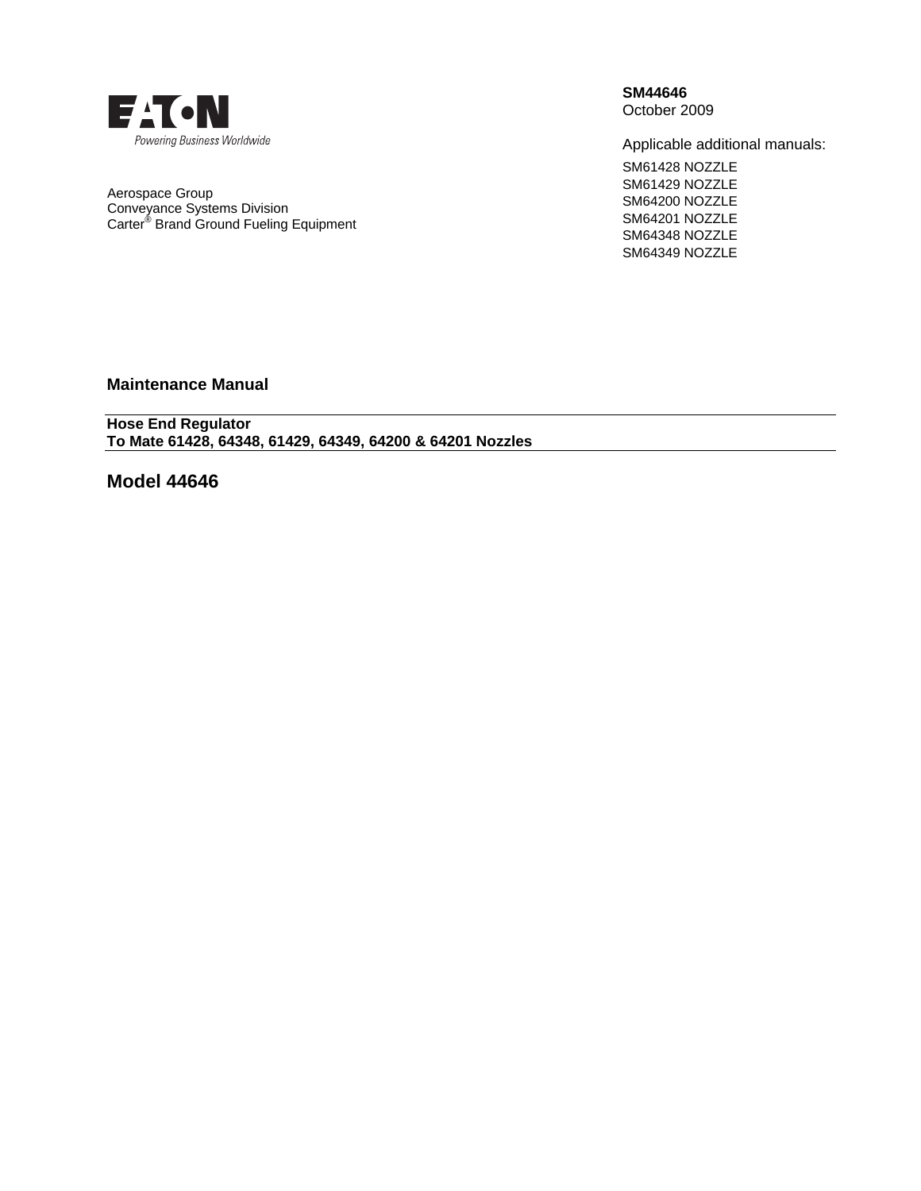EATON
Powering Business Worldwide

**SM44646**
October 2009

Applicable additional manuals:

SM61428 NOZZLE
SM61429 NOZZLE
SM64200 NOZZLE
SM64201 NOZZLE
SM64348 NOZZLE
SM64349 NOZZLE

Aerospace Group
Conveyance Systems Division
Carter® Brand Ground Fueling Equipment

**Maintenance Manual**

**Hose End Regulator**
**To Mate 61428, 64348, 61429, 64349, 64200 & 64201 Nozzles**

## Model 44646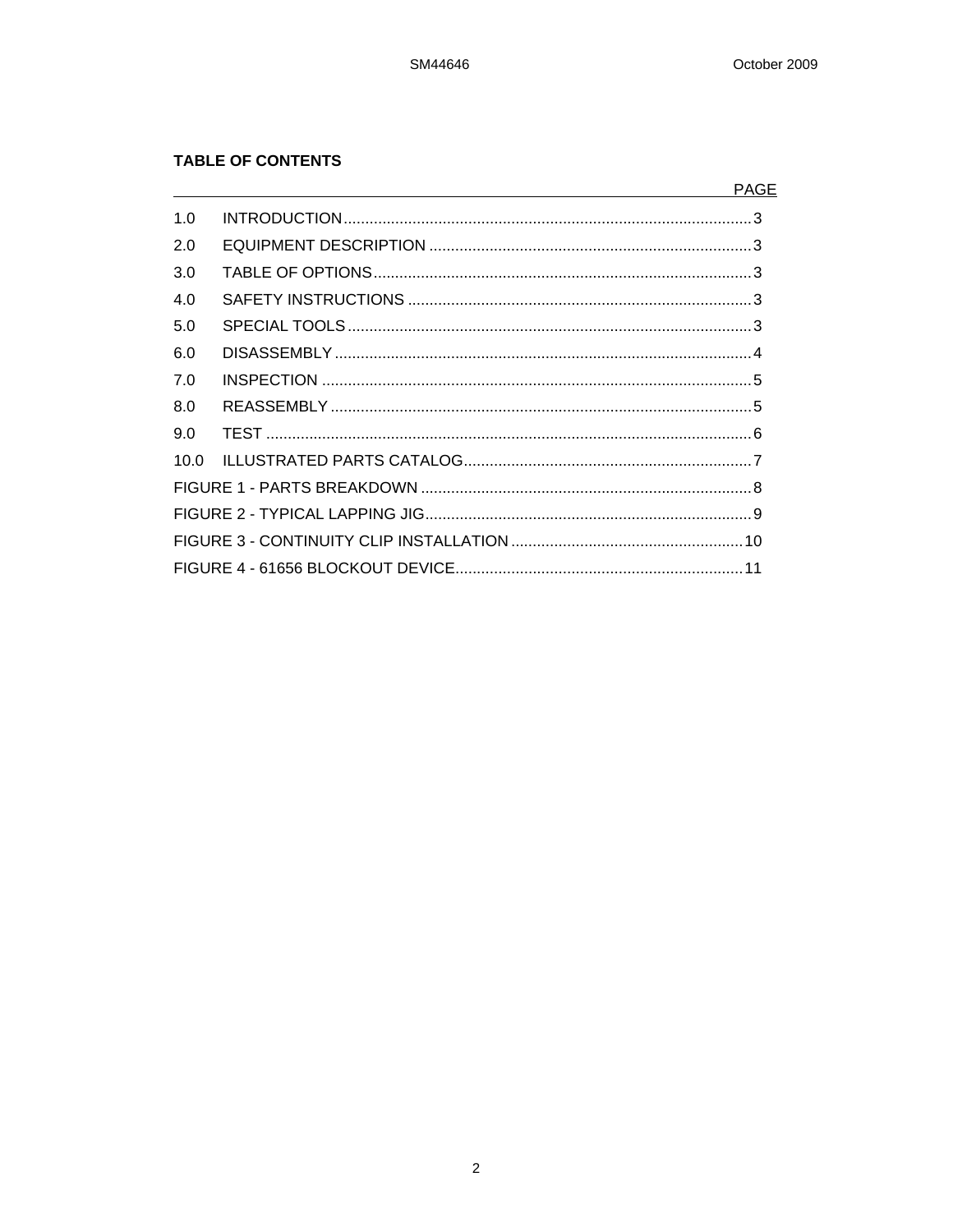## TABLE OF CONTENTS

| | | PAGE |
|---|---|---|
| 1.0 | INTRODUCTION | 3 |
| 2.0 | EQUIPMENT DESCRIPTION | 3 |
| 3.0 | TABLE OF OPTIONS | 3 |
| 4.0 | SAFETY INSTRUCTIONS | 3 |
| 5.0 | SPECIAL TOOLS | 3 |
| 6.0 | DISASSEMBLY | 4 |
| 7.0 | INSPECTION | 5 |
| 8.0 | REASSEMBLY | 5 |
| 9.0 | TEST | 6 |
| 10.0 | ILLUSTRATED PARTS CATALOG | 7 |
| FIGURE 1 - PARTS BREAKDOWN | | 8 |
| FIGURE 2 - TYPICAL LAPPING JIG | | 9 |
| FIGURE 3 - CONTINUITY CLIP INSTALLATION | | 10 |
| FIGURE 4 - 61656 BLOCKOUT DEVICE | | 11 |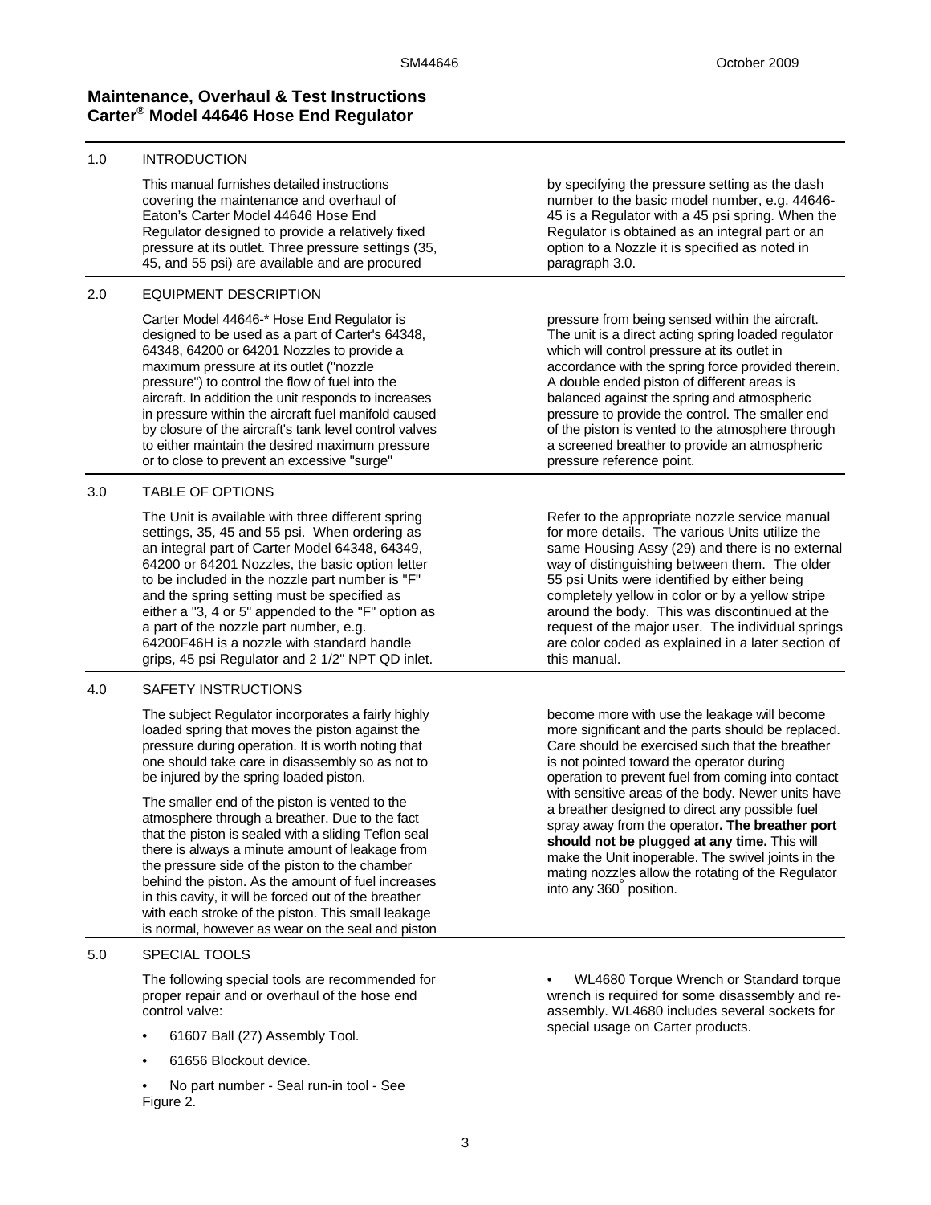# Maintenance, Overhaul & Test Instructions
# Carter® Model 44646 Hose End Regulator

## 1.0 INTRODUCTION

This manual furnishes detailed instructions covering the maintenance and overhaul of Eaton's Carter Model 44646 Hose End Regulator designed to provide a relatively fixed pressure at its outlet. Three pressure settings (35, 45, and 55 psi) are available and are procured by specifying the pressure setting as the dash number to the basic model number, e.g. 44646-45 is a Regulator with a 45 psi spring. When the Regulator is obtained as an integral part or an option to a Nozzle it is specified as noted in paragraph 3.0.

## 2.0 EQUIPMENT DESCRIPTION

Carter Model 44646-* Hose End Regulator is designed to be used as a part of Carter's 64348, 64348, 64200 or 64201 Nozzles to provide a maximum pressure at its outlet ("nozzle pressure") to control the flow of fuel into the aircraft. In addition the unit responds to increases in pressure within the aircraft fuel manifold caused by closure of the aircraft's tank level control valves to either maintain the desired maximum pressure or to close to prevent an excessive "surge" pressure from being sensed within the aircraft. The unit is a direct acting spring loaded regulator which will control pressure at its outlet in accordance with the spring force provided therein. A double ended piston of different areas is balanced against the spring and atmospheric pressure to provide the control. The smaller end of the piston is vented to the atmosphere through a screened breather to provide an atmospheric pressure reference point.

## 3.0 TABLE OF OPTIONS

The Unit is available with three different spring settings, 35, 45 and 55 psi. When ordering as an integral part of Carter Model 64348, 64349, 64200 or 64201 Nozzles, the basic option letter to be included in the nozzle part number is "F" and the spring setting must be specified as either a "3, 4 or 5" appended to the "F" option as a part of the nozzle part number, e.g. 64200F46H is a nozzle with standard handle grips, 45 psi Regulator and 2 1/2" NPT QD inlet. Refer to the appropriate nozzle service manual for more details. The various Units utilize the same Housing Assy (29) and there is no external way of distinguishing between them. The older 55 psi Units were identified by either being completely yellow in color or by a yellow stripe around the body. This was discontinued at the request of the major user. The individual springs are color coded as explained in a later section of this manual.

## 4.0 SAFETY INSTRUCTIONS

The subject Regulator incorporates a fairly highly loaded spring that moves the piston against the pressure during operation. It is worth noting that one should take care in disassembly so as not to be injured by the spring loaded piston.

The smaller end of the piston is vented to the atmosphere through a breather. Due to the fact that the piston is sealed with a sliding Teflon seal there is always a minute amount of leakage from the pressure side of the piston to the chamber behind the piston. As the amount of fuel increases in this cavity, it will be forced out of the breather with each stroke of the piston. This small leakage is normal, however as wear on the seal and piston become more with use the leakage will become more significant and the parts should be replaced. Care should be exercised such that the breather is not pointed toward the operator during operation to prevent fuel from coming into contact with sensitive areas of the body. Newer units have a breather designed to direct any possible fuel spray away from the operator**. The breather port should not be plugged at any time.** This will make the Unit inoperable. The swivel joints in the mating nozzles allow the rotating of the Regulator into any 360° position.

## 5.0 SPECIAL TOOLS

The following special tools are recommended for proper repair and or overhaul of the hose end control valve:

- 61607 Ball (27) Assembly Tool.
- 61656 Blockout device.
- No part number - Seal run-in tool - See Figure 2.
- WL4680 Torque Wrench or Standard torque wrench is required for some disassembly and re-assembly. WL4680 includes several sockets for special usage on Carter products.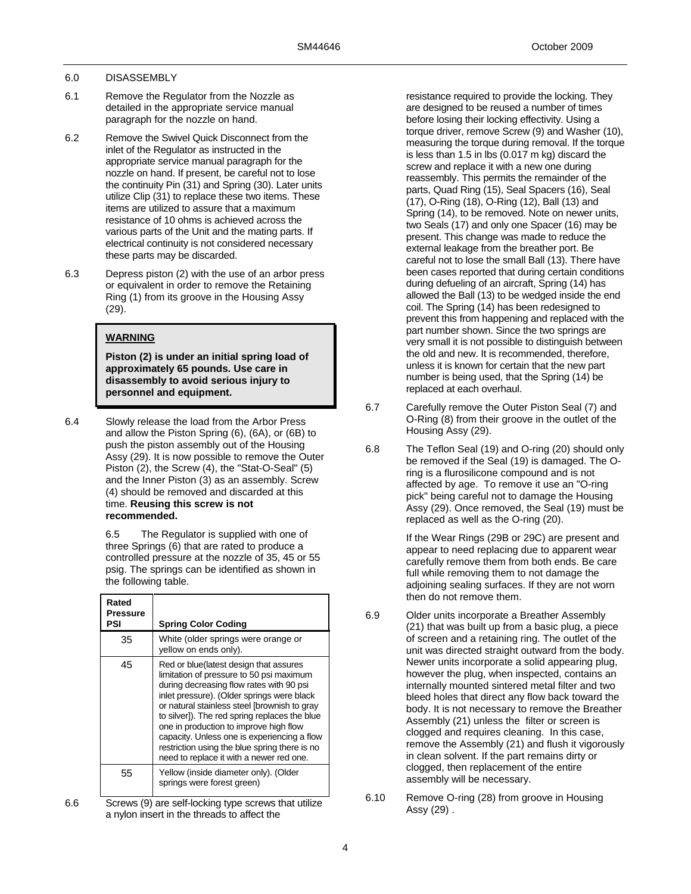## 6.0 DISASSEMBLY

6.1 Remove the Regulator from the Nozzle as detailed in the appropriate service manual paragraph for the nozzle on hand.

6.2 Remove the Swivel Quick Disconnect from the inlet of the Regulator as instructed in the appropriate service manual paragraph for the nozzle on hand. If present, be careful not to lose the continuity Pin (31) and Spring (30). Later units utilize Clip (31) to replace these two items. These items are utilized to assure that a maximum resistance of 10 ohms is achieved across the various parts of the Unit and the mating parts. If electrical continuity is not considered necessary these parts may be discarded.

6.3 Depress piston (2) with the use of an arbor press or equivalent in order to remove the Retaining Ring (1) from its groove in the Housing Assy (29).

> **WARNING**
>
> **Piston (2) is under an initial spring load of approximately 65 pounds. Use care in disassembly to avoid serious injury to personnel and equipment.**

6.4 Slowly release the load from the Arbor Press and allow the Piston Spring (6), (6A), or (6B) to push the piston assembly out of the Housing Assy (29). It is now possible to remove the Outer Piston (2), the Screw (4), the "Stat-O-Seal" (5) and the Inner Piston (3) as an assembly. Screw (4) should be removed and discarded at this time. **Reusing this screw is not recommended.**

6.5 The Regulator is supplied with one of three Springs (6) that are rated to produce a controlled pressure at the nozzle of 35, 45 or 55 psig. The springs can be identified as shown in the following table.

| Rated Pressure PSI | Spring Color Coding |
|---|---|
| 35 | White (older springs were orange or yellow on ends only). |
| 45 | Red or blue(latest design that assures limitation of pressure to 50 psi maximum during decreasing flow rates with 90 psi inlet pressure). (Older springs were black or natural stainless steel [brownish to gray to silver]). The red spring replaces the blue one in production to improve high flow capacity. Unless one is experiencing a flow restriction using the blue spring there is no need to replace it with a newer red one. |
| 55 | Yellow (inside diameter only). (Older springs were forest green) |

6.6 Screws (9) are self-locking type screws that utilize a nylon insert in the threads to affect the resistance required to provide the locking. They are designed to be reused a number of times before losing their locking effectivity. Using a torque driver, remove Screw (9) and Washer (10), measuring the torque during removal. If the torque is less than 1.5 in lbs (0.017 m kg) discard the screw and replace it with a new one during reassembly. This permits the remainder of the parts, Quad Ring (15), Seal Spacers (16), Seal (17), O-Ring (18), O-Ring (12), Ball (13) and Spring (14), to be removed. Note on newer units, two Seals (17) and only one Spacer (16) may be present. This change was made to reduce the external leakage from the breather port. Be careful not to lose the small Ball (13). There have been cases reported that during certain conditions during defueling of an aircraft, Spring (14) has allowed the Ball (13) to be wedged inside the end coil. The Spring (14) has been redesigned to prevent this from happening and replaced with the part number shown. Since the two springs are very small it is not possible to distinguish between the old and new. It is recommended, therefore, unless it is known for certain that the new part number is being used, that the Spring (14) be replaced at each overhaul.

6.7 Carefully remove the Outer Piston Seal (7) and O-Ring (8) from their groove in the outlet of the Housing Assy (29).

6.8 The Teflon Seal (19) and O-ring (20) should only be removed if the Seal (19) is damaged. The O-ring is a flurosilicone compound and is not affected by age. To remove it use an "O-ring pick" being careful not to damage the Housing Assy (29). Once removed, the Seal (19) must be replaced as well as the O-ring (20).

If the Wear Rings (29B or 29C) are present and appear to need replacing due to apparent wear carefully remove them from both ends. Be care full while removing them to not damage the adjoining sealing surfaces. If they are not worn then do not remove them.

6.9 Older units incorporate a Breather Assembly (21) that was built up from a basic plug, a piece of screen and a retaining ring. The outlet of the unit was directed straight outward from the body. Newer units incorporate a solid appearing plug, however the plug, when inspected, contains an internally mounted sintered metal filter and two bleed holes that direct any flow back toward the body. It is not necessary to remove the Breather Assembly (21) unless the filter or screen is clogged and requires cleaning. In this case, remove the Assembly (21) and flush it vigorously in clean solvent. If the part remains dirty or clogged, then replacement of the entire assembly will be necessary.

6.10 Remove O-ring (28) from groove in Housing Assy (29) .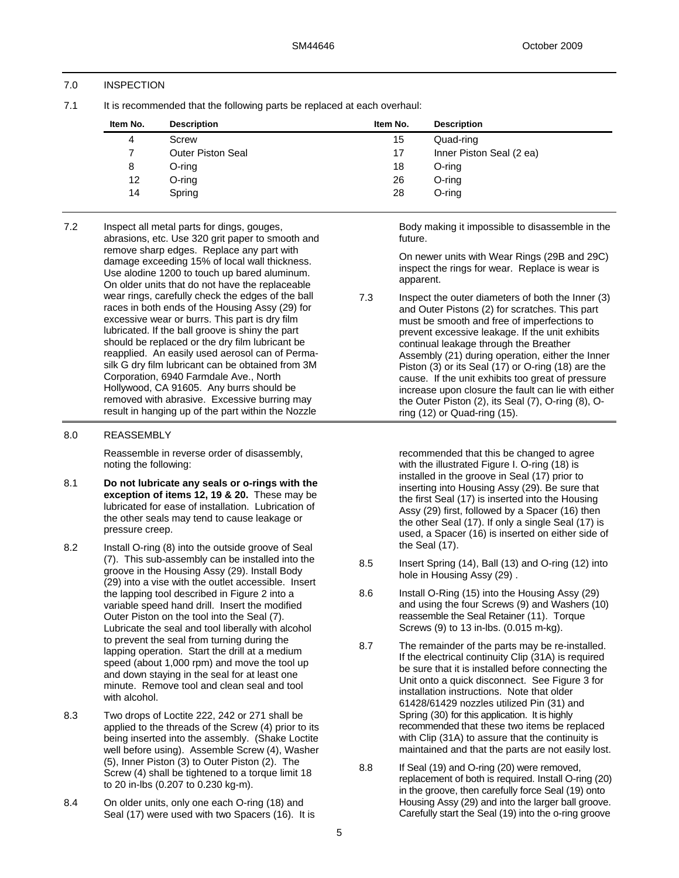## 7.0 INSPECTION

7.1 It is recommended that the following parts be replaced at each overhaul:

| Item No. | Description | Item No. | Description |
|---|---|---|---|
| 4 | Screw | 15 | Quad-ring |
| 7 | Outer Piston Seal | 17 | Inner Piston Seal (2 ea) |
| 8 | O-ring | 18 | O-ring |
| 12 | O-ring | 26 | O-ring |
| 14 | Spring | 28 | O-ring |

7.2 Inspect all metal parts for dings, gouges, abrasions, etc. Use 320 grit paper to smooth and remove sharp edges. Replace any part with damage exceeding 15% of local wall thickness. Use alodine 1200 to touch up bared aluminum. On older units that do not have the replaceable wear rings, carefully check the edges of the ball races in both ends of the Housing Assy (29) for excessive wear or burrs. This part is dry film lubricated. If the ball groove is shiny the part should be replaced or the dry film lubricant be reapplied. An easily used aerosol can of Perma-silk G dry film lubricant can be obtained from 3M Corporation, 6940 Farmdale Ave., North Hollywood, CA 91605. Any burrs should be removed with abrasive. Excessive burring may result in hanging up of the part within the Nozzle Body making it impossible to disassemble in the future.

On newer units with Wear Rings (29B and 29C) inspect the rings for wear. Replace is wear is apparent.

7.3 Inspect the outer diameters of both the Inner (3) and Outer Pistons (2) for scratches. This part must be smooth and free of imperfections to prevent excessive leakage. If the unit exhibits continual leakage through the Breather Assembly (21) during operation, either the Inner Piston (3) or its Seal (17) or O-ring (18) are the cause. If the unit exhibits too great of pressure increase upon closure the fault can lie with either the Outer Piston (2), its Seal (7), O-ring (8), O-ring (12) or Quad-ring (15).

## 8.0 REASSEMBLY

Reassemble in reverse order of disassembly, noting the following:

8.1 **Do not lubricate any seals or o-rings with the exception of items 12, 19 & 20.** These may be lubricated for ease of installation. Lubrication of the other seals may tend to cause leakage or pressure creep.

8.2 Install O-ring (8) into the outside groove of Seal (7). This sub-assembly can be installed into the groove in the Housing Assy (29). Install Body (29) into a vise with the outlet accessible. Insert the lapping tool described in Figure 2 into a variable speed hand drill. Insert the modified Outer Piston on the tool into the Seal (7). Lubricate the seal and tool liberally with alcohol to prevent the seal from turning during the lapping operation. Start the drill at a medium speed (about 1,000 rpm) and move the tool up and down staying in the seal for at least one minute. Remove tool and clean seal and tool with alcohol.

8.3 Two drops of Loctite 222, 242 or 271 shall be applied to the threads of the Screw (4) prior to its being inserted into the assembly. (Shake Loctite well before using). Assemble Screw (4), Washer (5), Inner Piston (3) to Outer Piston (2). The Screw (4) shall be tightened to a torque limit 18 to 20 in-lbs (0.207 to 0.230 kg-m).

8.4 On older units, only one each O-ring (18) and Seal (17) were used with two Spacers (16). It is recommended that this be changed to agree with the illustrated Figure I. O-ring (18) is installed in the groove in Seal (17) prior to inserting into Housing Assy (29). Be sure that the first Seal (17) is inserted into the Housing Assy (29) first, followed by a Spacer (16) then the other Seal (17). If only a single Seal (17) is used, a Spacer (16) is inserted on either side of the Seal (17).

8.5 Insert Spring (14), Ball (13) and O-ring (12) into hole in Housing Assy (29) .

8.6 Install O-Ring (15) into the Housing Assy (29) and using the four Screws (9) and Washers (10) reassemble the Seal Retainer (11). Torque Screws (9) to 13 in-lbs. (0.015 m-kg).

8.7 The remainder of the parts may be re-installed. If the electrical continuity Clip (31A) is required be sure that it is installed before connecting the Unit onto a quick disconnect. See Figure 3 for installation instructions. Note that older 61428/61429 nozzles utilized Pin (31) and Spring (30) for this application. It is highly recommended that these two items be replaced with Clip (31A) to assure that the continuity is maintained and that the parts are not easily lost.

8.8 If Seal (19) and O-ring (20) were removed, replacement of both is required. Install O-ring (20) in the groove, then carefully force Seal (19) onto Housing Assy (29) and into the larger ball groove. Carefully start the Seal (19) into the o-ring groove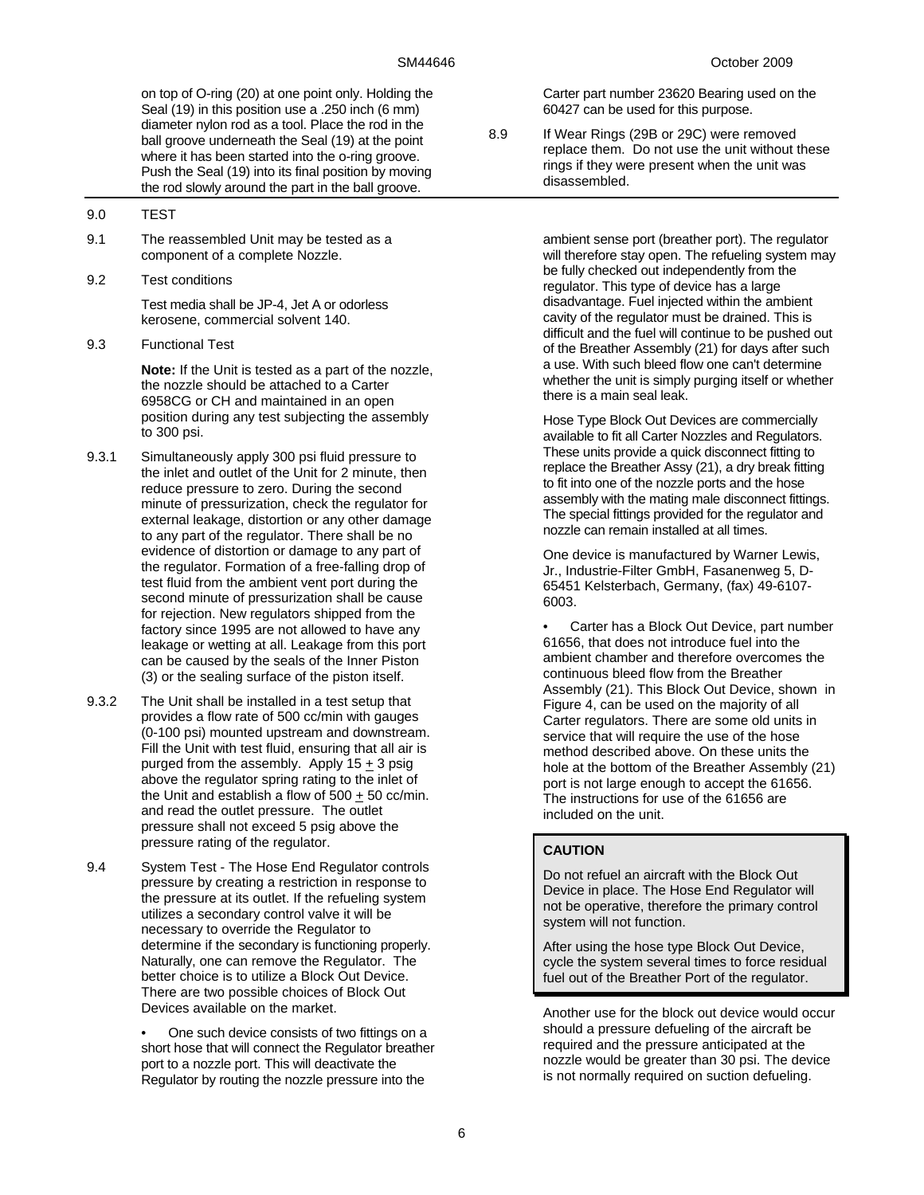on top of O-ring (20) at one point only. Holding the Seal (19) in this position use a .250 inch (6 mm) diameter nylon rod as a tool. Place the rod in the ball groove underneath the Seal (19) at the point where it has been started into the o-ring groove. Push the Seal (19) into its final position by moving the rod slowly around the part in the ball groove. Carter part number 23620 Bearing used on the 60427 can be used for this purpose.

8.9 If Wear Rings (29B or 29C) were removed replace them. Do not use the unit without these rings if they were present when the unit was disassembled.

## 9.0 TEST

9.1 The reassembled Unit may be tested as a component of a complete Nozzle.

9.2 Test conditions

Test media shall be JP-4, Jet A or odorless kerosene, commercial solvent 140.

9.3 Functional Test

**Note:** If the Unit is tested as a part of the nozzle, the nozzle should be attached to a Carter 6958CG or CH and maintained in an open position during any test subjecting the assembly to 300 psi.

9.3.1 Simultaneously apply 300 psi fluid pressure to the inlet and outlet of the Unit for 2 minute, then reduce pressure to zero. During the second minute of pressurization, check the regulator for external leakage, distortion or any other damage to any part of the regulator. There shall be no evidence of distortion or damage to any part of the regulator. Formation of a free-falling drop of test fluid from the ambient vent port during the second minute of pressurization shall be cause for rejection. New regulators shipped from the factory since 1995 are not allowed to have any leakage or wetting at all. Leakage from this port can be caused by the seals of the Inner Piston (3) or the sealing surface of the piston itself.

9.3.2 The Unit shall be installed in a test setup that provides a flow rate of 500 cc/min with gauges (0-100 psi) mounted upstream and downstream. Fill the Unit with test fluid, ensuring that all air is purged from the assembly. Apply 15 ± 3 psig above the regulator spring rating to the inlet of the Unit and establish a flow of 500 ± 50 cc/min. and read the outlet pressure. The outlet pressure shall not exceed 5 psig above the pressure rating of the regulator.

9.4 System Test - The Hose End Regulator controls pressure by creating a restriction in response to the pressure at its outlet. If the refueling system utilizes a secondary control valve it will be necessary to override the Regulator to determine if the secondary is functioning properly. Naturally, one can remove the Regulator. The better choice is to utilize a Block Out Device. There are two possible choices of Block Out Devices available on the market.

- One such device consists of two fittings on a short hose that will connect the Regulator breather port to a nozzle port. This will deactivate the Regulator by routing the nozzle pressure into the ambient sense port (breather port). The regulator will therefore stay open. The refueling system may be fully checked out independently from the regulator. This type of device has a large disadvantage. Fuel injected within the ambient cavity of the regulator must be drained. This is difficult and the fuel will continue to be pushed out of the Breather Assembly (21) for days after such a use. With such bleed flow one can't determine whether the unit is simply purging itself or whether there is a main seal leak.

  Hose Type Block Out Devices are commercially available to fit all Carter Nozzles and Regulators. These units provide a quick disconnect fitting to replace the Breather Assy (21), a dry break fitting to fit into one of the nozzle ports and the hose assembly with the mating male disconnect fittings. The special fittings provided for the regulator and nozzle can remain installed at all times.

  One device is manufactured by Warner Lewis, Jr., Industrie-Filter GmbH, Fasanenweg 5, D-65451 Kelsterbach, Germany, (fax) 49-6107-6003.

- Carter has a Block Out Device, part number 61656, that does not introduce fuel into the ambient chamber and therefore overcomes the continuous bleed flow from the Breather Assembly (21). This Block Out Device, shown in Figure 4, can be used on the majority of all Carter regulators. There are some old units in service that will require the use of the hose method described above. On these units the hole at the bottom of the Breather Assembly (21) port is not large enough to accept the 61656. The instructions for use of the 61656 are included on the unit.

**CAUTION**

Do not refuel an aircraft with the Block Out Device in place. The Hose End Regulator will not be operative, therefore the primary control system will not function.

After using the hose type Block Out Device, cycle the system several times to force residual fuel out of the Breather Port of the regulator.

Another use for the block out device would occur should a pressure defueling of the aircraft be required and the pressure anticipated at the nozzle would be greater than 30 psi. The device is not normally required on suction defueling.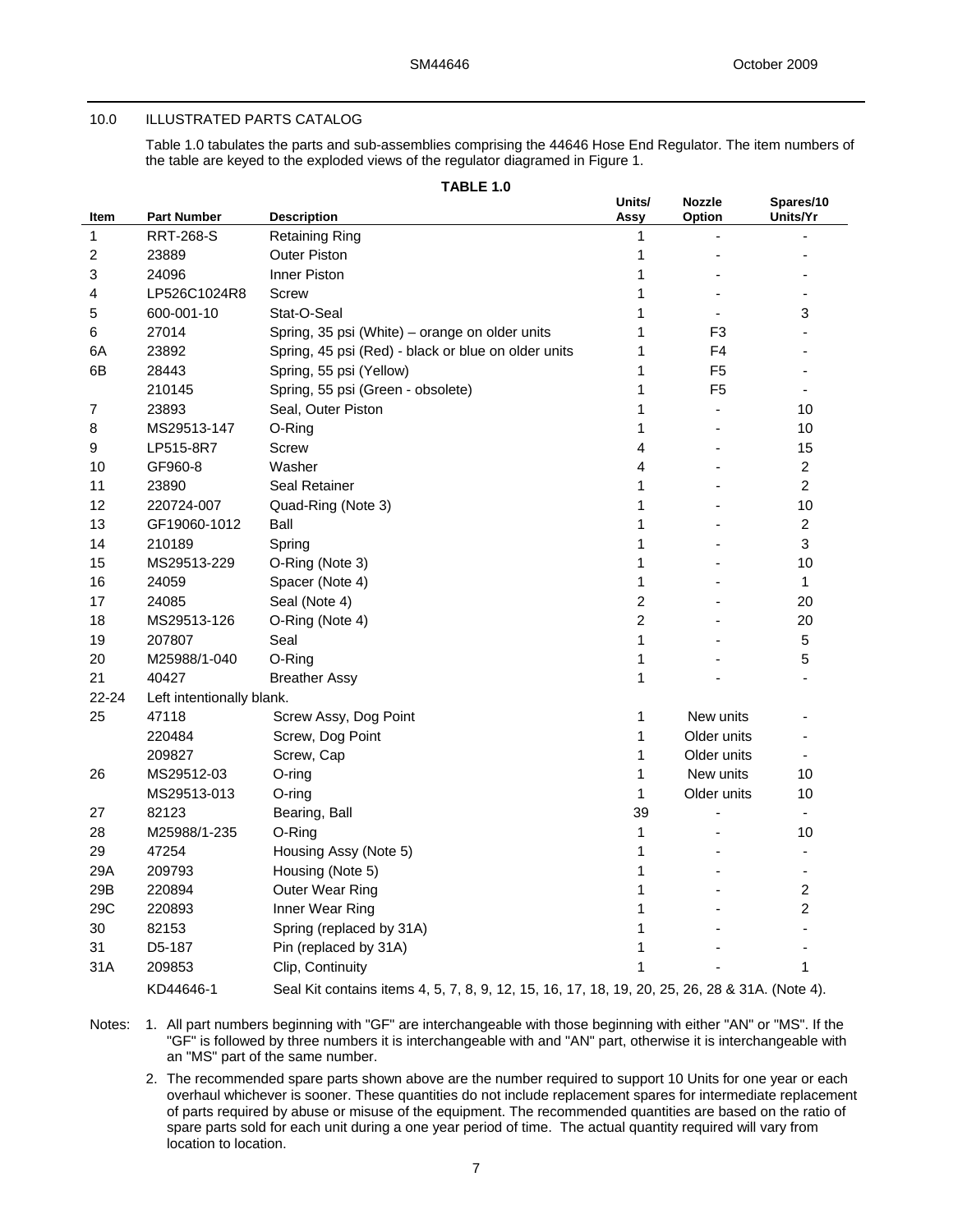## 10.0 ILLUSTRATED PARTS CATALOG

Table 1.0 tabulates the parts and sub-assemblies comprising the 44646 Hose End Regulator. The item numbers of the table are keyed to the exploded views of the regulator diagramed in Figure 1.

**TABLE 1.0**

| Item | Part Number | Description | Units/ Assy | Nozzle Option | Spares/10 Units/Yr |
|---|---|---|---|---|---|
| 1 | RRT-268-S | Retaining Ring | 1 | - | - |
| 2 | 23889 | Outer Piston | 1 | - | - |
| 3 | 24096 | Inner Piston | 1 | - | - |
| 4 | LP526C1024R8 | Screw | 1 | - | - |
| 5 | 600-001-10 | Stat-O-Seal | 1 | - | 3 |
| 6 | 27014 | Spring, 35 psi (White) – orange on older units | 1 | F3 | - |
| 6A | 23892 | Spring, 45 psi (Red) - black or blue on older units | 1 | F4 | - |
| 6B | 28443 | Spring, 55 psi (Yellow) | 1 | F5 | - |
| | 210145 | Spring, 55 psi (Green - obsolete) | 1 | F5 | - |
| 7 | 23893 | Seal, Outer Piston | 1 | - | 10 |
| 8 | MS29513-147 | O-Ring | 1 | - | 10 |
| 9 | LP515-8R7 | Screw | 4 | - | 15 |
| 10 | GF960-8 | Washer | 4 | - | 2 |
| 11 | 23890 | Seal Retainer | 1 | - | 2 |
| 12 | 220724-007 | Quad-Ring (Note 3) | 1 | - | 10 |
| 13 | GF19060-1012 | Ball | 1 | - | 2 |
| 14 | 210189 | Spring | 1 | - | 3 |
| 15 | MS29513-229 | O-Ring (Note 3) | 1 | - | 10 |
| 16 | 24059 | Spacer (Note 4) | 1 | - | 1 |
| 17 | 24085 | Seal (Note 4) | 2 | - | 20 |
| 18 | MS29513-126 | O-Ring (Note 4) | 2 | - | 20 |
| 19 | 207807 | Seal | 1 | - | 5 |
| 20 | M25988/1-040 | O-Ring | 1 | - | 5 |
| 21 | 40427 | Breather Assy | 1 | - | - |
| 22-24 | Left intentionally blank. | | | | |
| 25 | 47118 | Screw Assy, Dog Point | 1 | New units | - |
| | 220484 | Screw, Dog Point | 1 | Older units | - |
| | 209827 | Screw, Cap | 1 | Older units | - |
| 26 | MS29512-03 | O-ring | 1 | New units | 10 |
| | MS29513-013 | O-ring | 1 | Older units | 10 |
| 27 | 82123 | Bearing, Ball | 39 | - | - |
| 28 | M25988/1-235 | O-Ring | 1 | - | 10 |
| 29 | 47254 | Housing Assy (Note 5) | 1 | - | - |
| 29A | 209793 | Housing (Note 5) | 1 | - | - |
| 29B | 220894 | Outer Wear Ring | 1 | - | 2 |
| 29C | 220893 | Inner Wear Ring | 1 | - | 2 |
| 30 | 82153 | Spring (replaced by 31A) | 1 | - | - |
| 31 | D5-187 | Pin (replaced by 31A) | 1 | - | - |
| 31A | 209853 | Clip, Continuity | 1 | - | 1 |
| | KD44646-1 | Seal Kit contains items 4, 5, 7, 8, 9, 12, 15, 16, 17, 18, 19, 20, 25, 26, 28 & 31A. (Note 4). | | | |

Notes:

1. All part numbers beginning with "GF" are interchangeable with those beginning with either "AN" or "MS". If the "GF" is followed by three numbers it is interchangeable with and "AN" part, otherwise it is interchangeable with an "MS" part of the same number.
2. The recommended spare parts shown above are the number required to support 10 Units for one year or each overhaul whichever is sooner. These quantities do not include replacement spares for intermediate replacement of parts required by abuse or misuse of the equipment. The recommended quantities are based on the ratio of spare parts sold for each unit during a one year period of time. The actual quantity required will vary from location to location.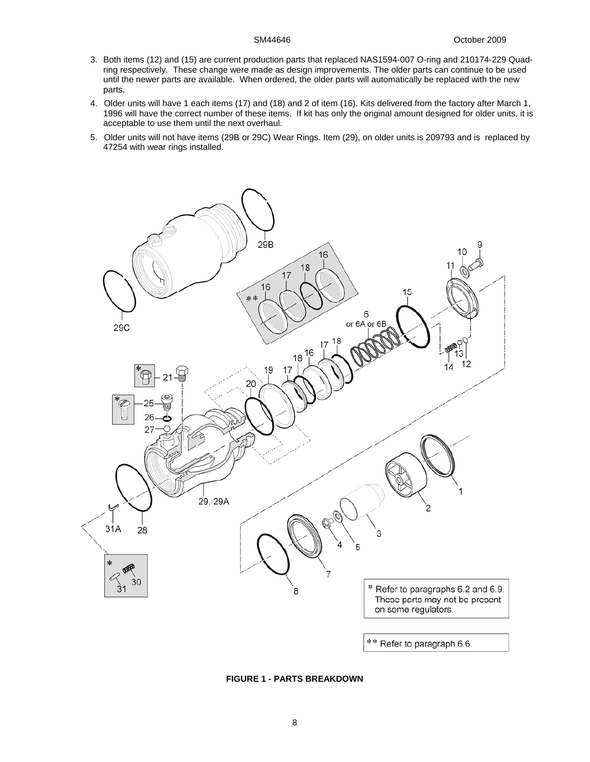3. Both items (12) and (15) are current production parts that replaced NAS1594-007 O-ring and 210174-229 Quad-ring respectively. These change were made as design improvements. The older parts can continue to be used until the newer parts are available. When ordered, the older parts will automatically be replaced with the new parts.
4. Older units will have 1 each items (17) and (18) and 2 of item (16). Kits delivered from the factory after March 1, 1996 will have the correct number of these items. If kit has only the original amount designed for older units, it is acceptable to use them until the next overhaul.
5. Older units will not have items (29B or 29C) Wear Rings. Item (29), on older units is 209793 and is replaced by 47254 with wear rings installed.

\* Refer to paragraphs 6.2 and 6.9. These parts may not be present on some regulators.

\*\* Refer to paragraph 6.6.

**FIGURE 1 - PARTS BREAKDOWN**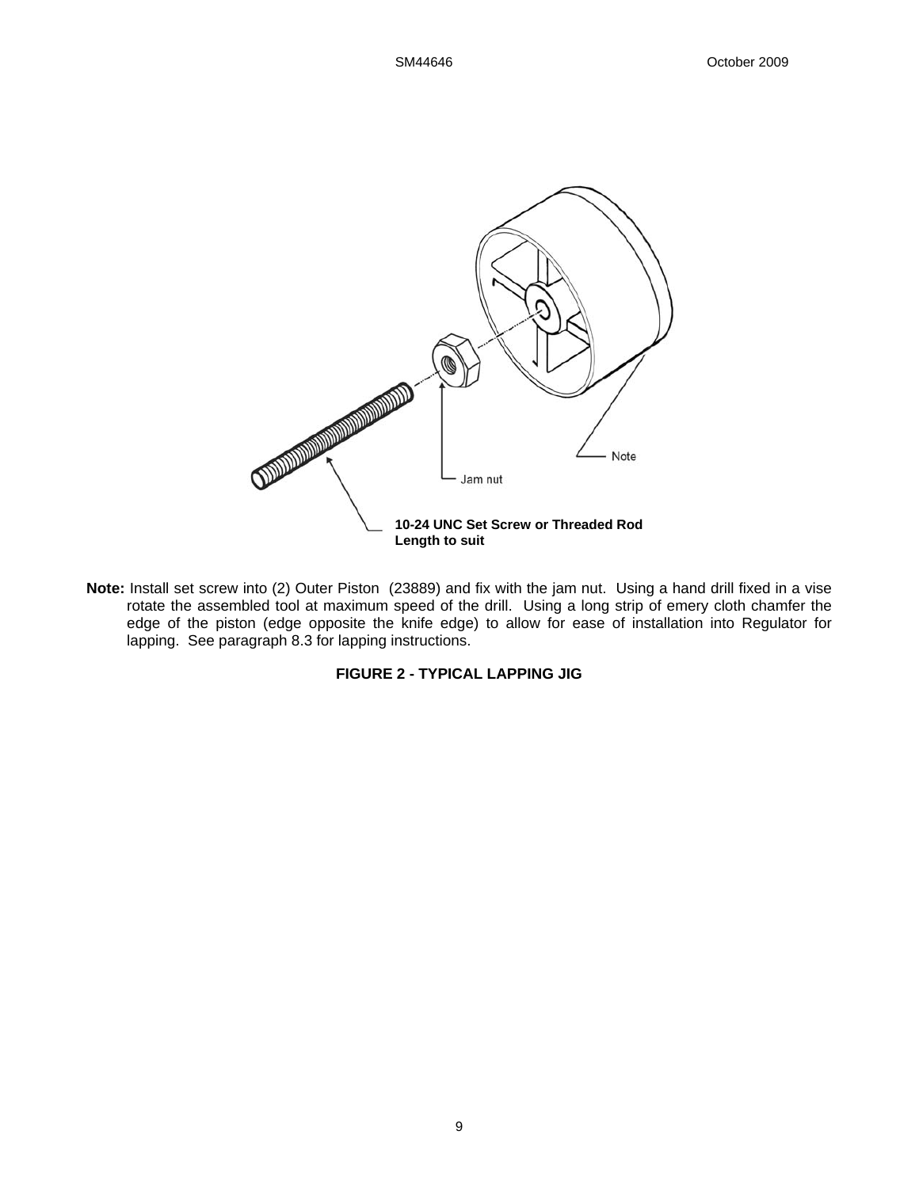Note

Jam nut

**10-24 UNC Set Screw or Threaded Rod Length to suit**

**Note:** Install set screw into (2) Outer Piston (23889) and fix with the jam nut. Using a hand drill fixed in a vise rotate the assembled tool at maximum speed of the drill. Using a long strip of emery cloth chamfer the edge of the piston (edge opposite the knife edge) to allow for ease of installation into Regulator for lapping. See paragraph 8.3 for lapping instructions.

**FIGURE 2 - TYPICAL LAPPING JIG**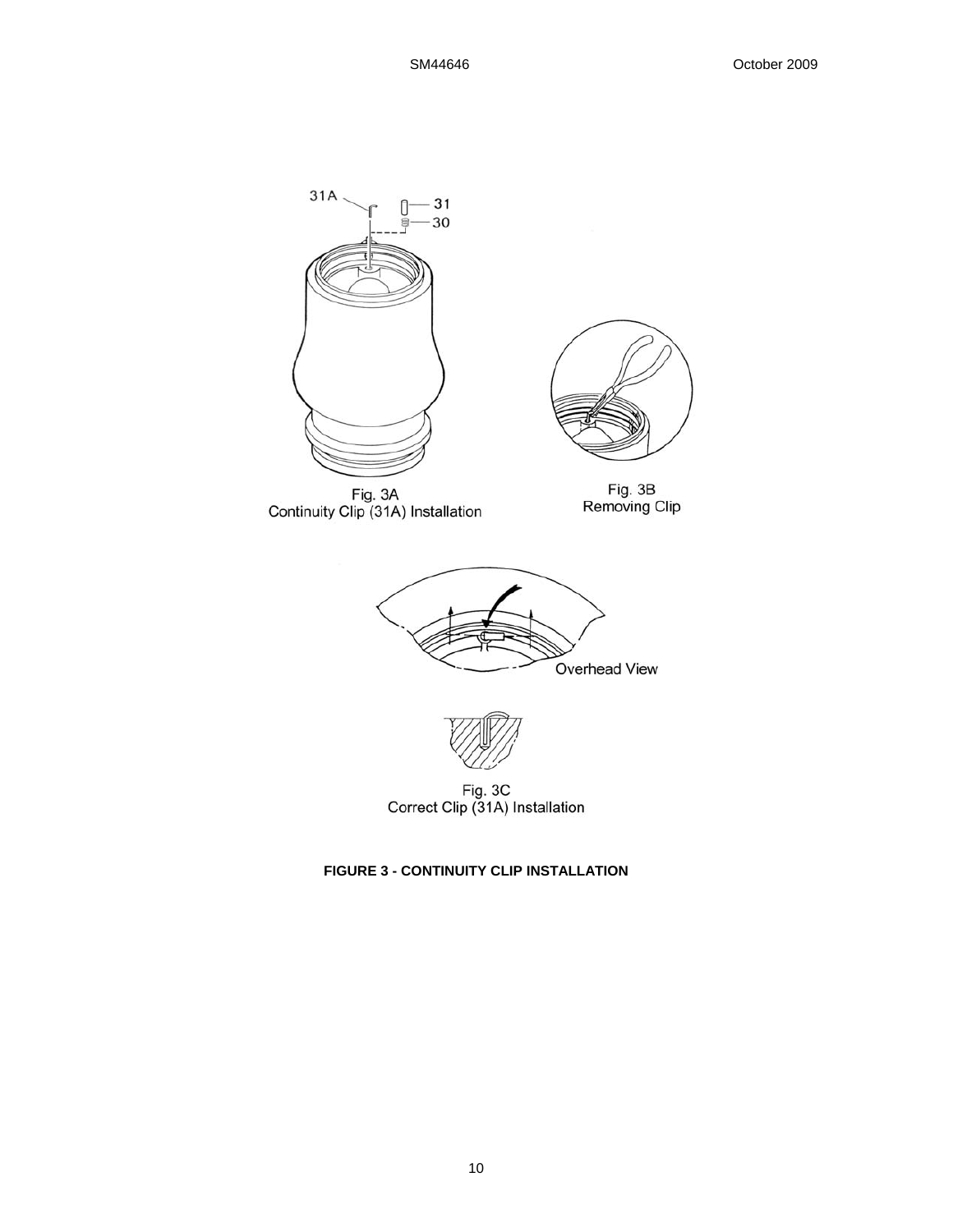31A

31

30

Fig. 3A
Continuity Clip (31A) Installation

Fig. 3B
Removing Clip

Overhead View

Fig. 3C
Correct Clip (31A) Installation

**FIGURE 3 - CONTINUITY CLIP INSTALLATION**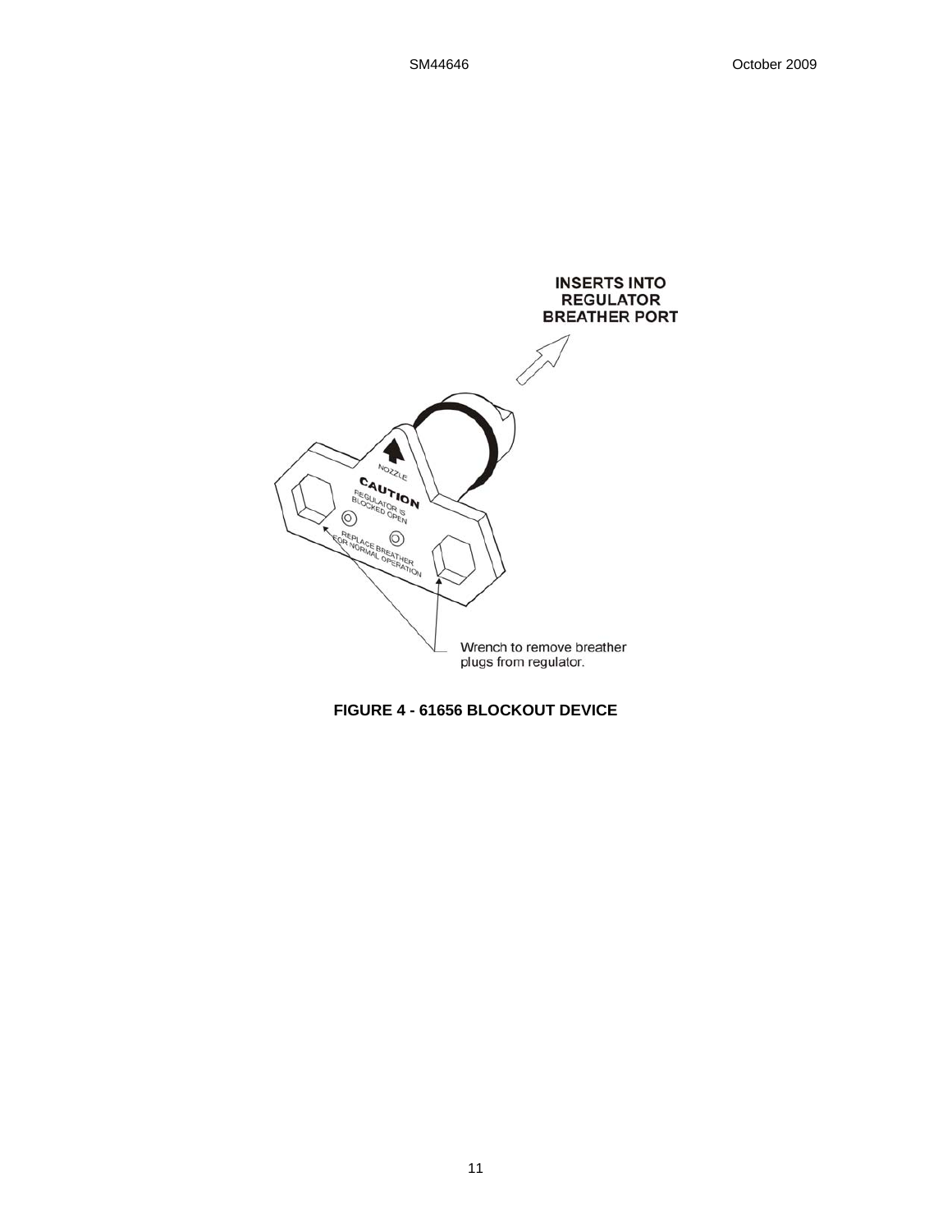INSERTS INTO REGULATOR BREATHER PORT

NOZZLE

CAUTION

REGULATOR IS BLOCKED OPEN

REPLACE BREATHER FOR NORMAL OPERATION

Wrench to remove breather plugs from regulator.

**FIGURE 4 - 61656 BLOCKOUT DEVICE**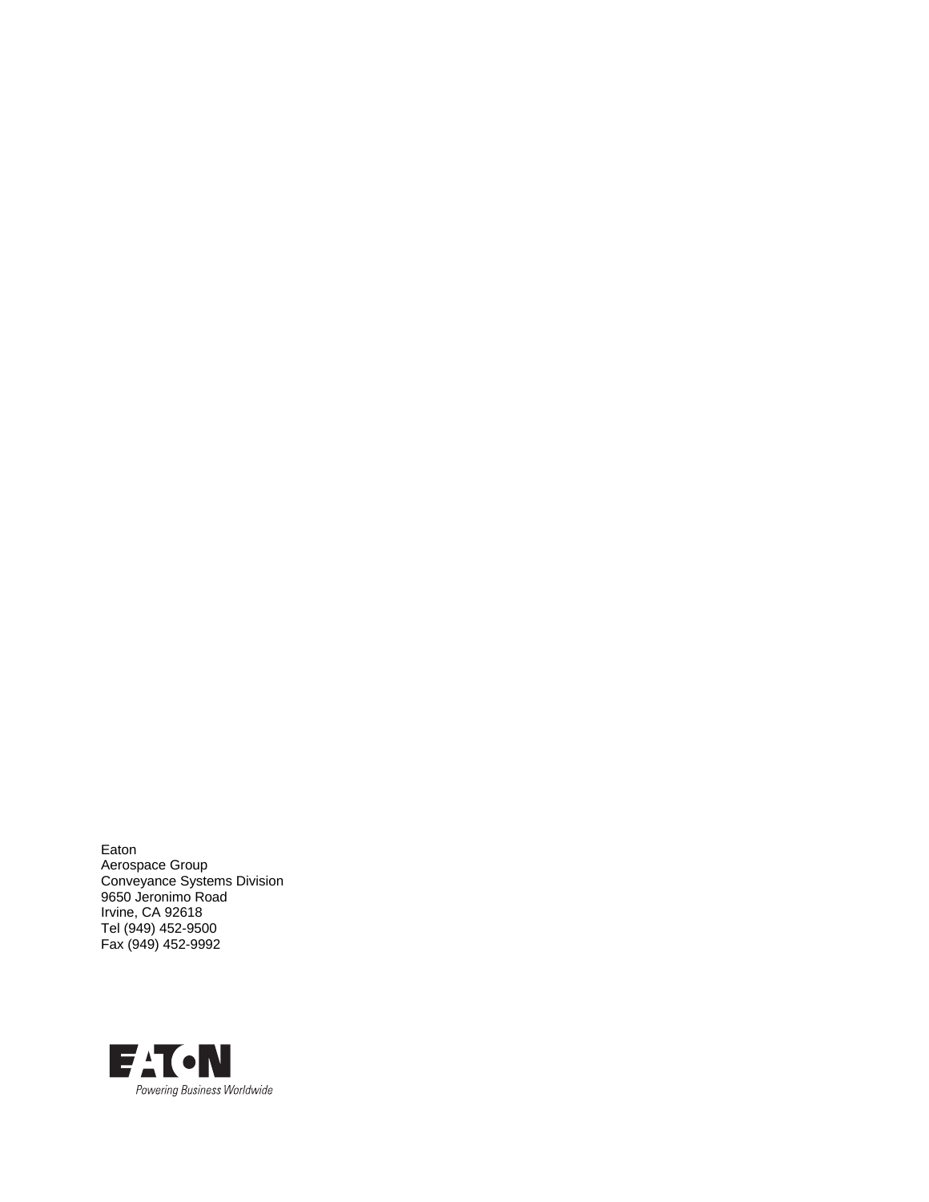Eaton
Aerospace Group
Conveyance Systems Division
9650 Jeronimo Road
Irvine, CA 92618
Tel (949) 452-9500
Fax (949) 452-9992

EATON
Powering Business Worldwide